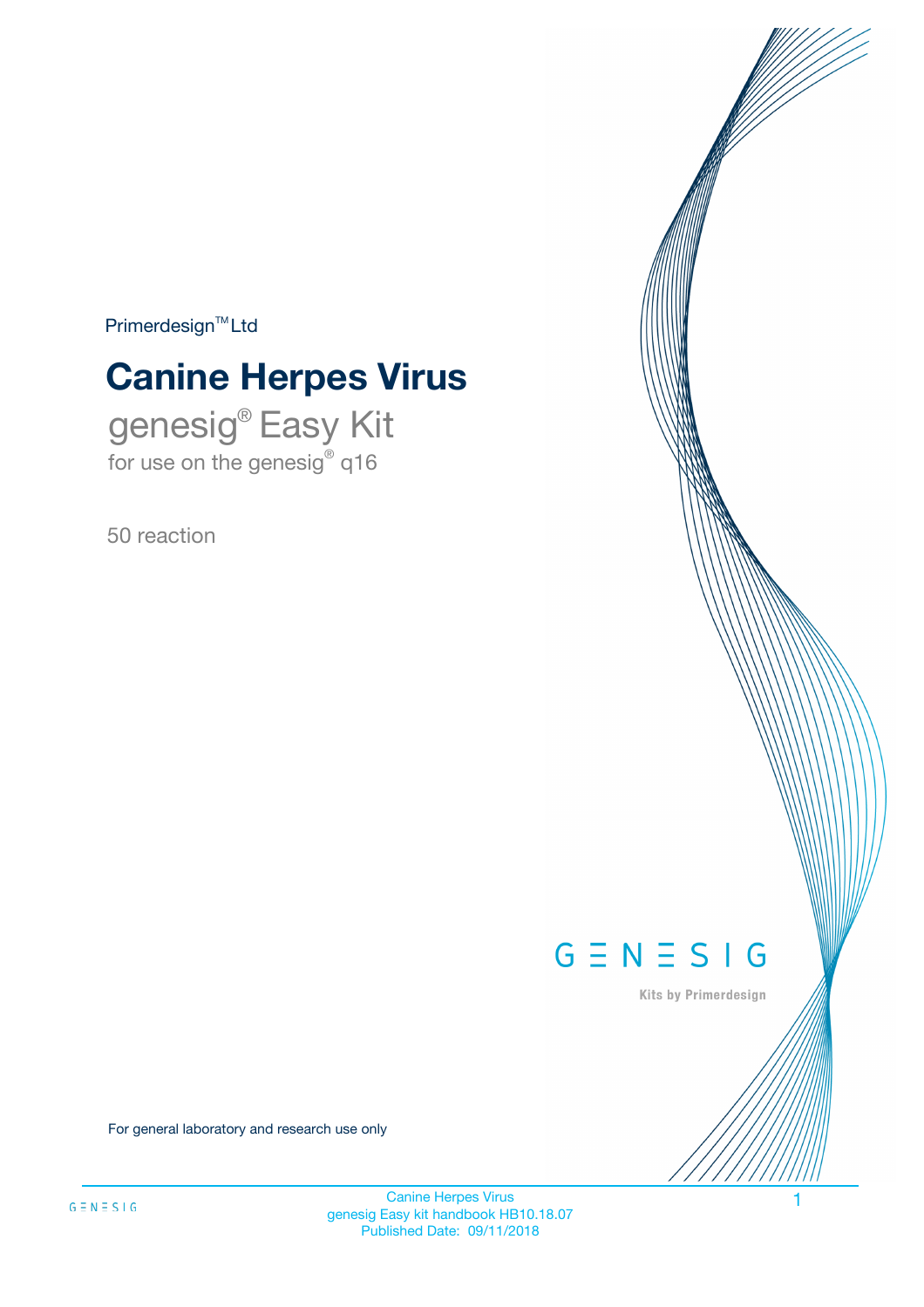Primerdesign™ Ltd

# Canine Herpes Virus

## genesig® Easy Kit

for use on the genesig® q16

50 reaction

GENESIG

Kits by Primerdesign

For general laboratory and research use only

Canine Herpes Virus
genesig Easy kit handbook HB10.18.07
Published Date: 09/11/2018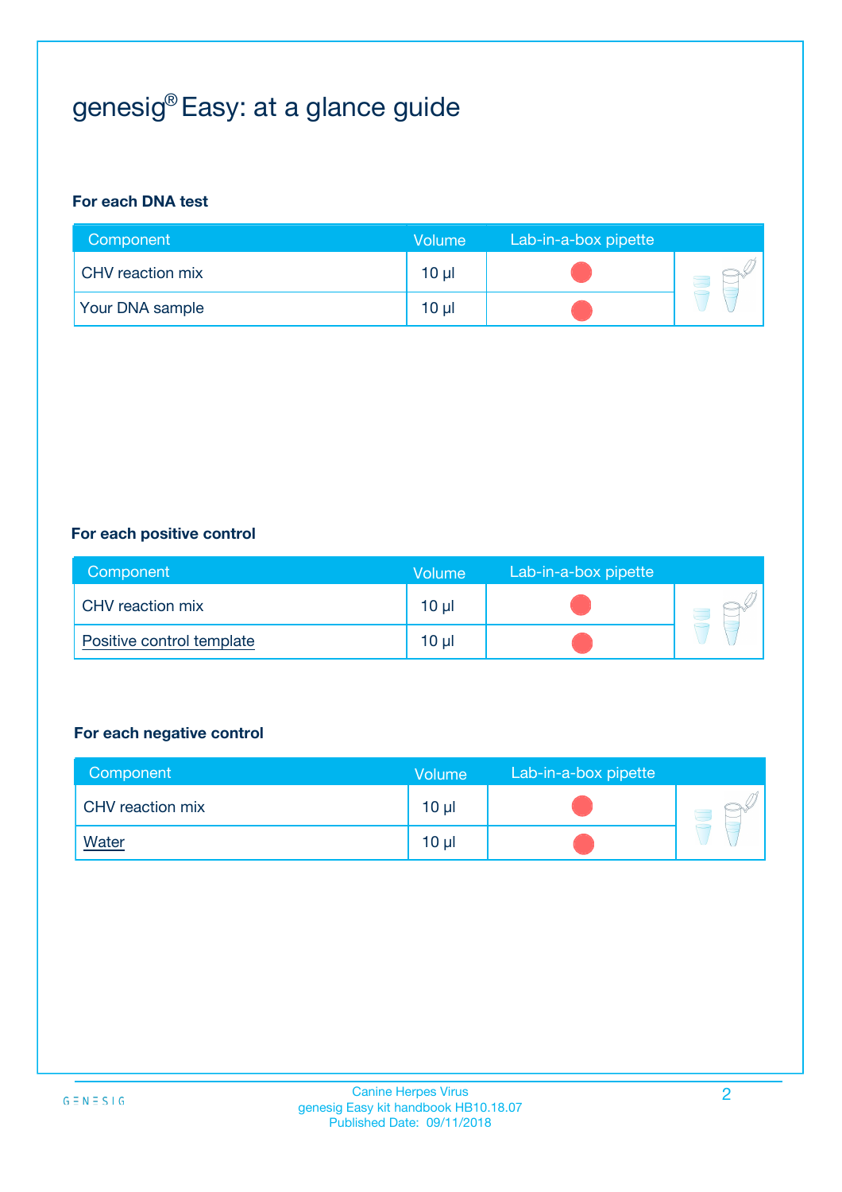# genesig® Easy: at a glance guide

**For each DNA test**

| Component | Volume | Lab-in-a-box pipette |
|---|---|---|
| CHV reaction mix | 10 µl | |
| Your DNA sample | 10 µl | |

**For each positive control**

| Component | Volume | Lab-in-a-box pipette |
|---|---|---|
| CHV reaction mix | 10 µl | |
| Positive control template | 10 µl | |

**For each negative control**

| Component | Volume | Lab-in-a-box pipette |
|---|---|---|
| CHV reaction mix | 10 µl | |
| Water | 10 µl | |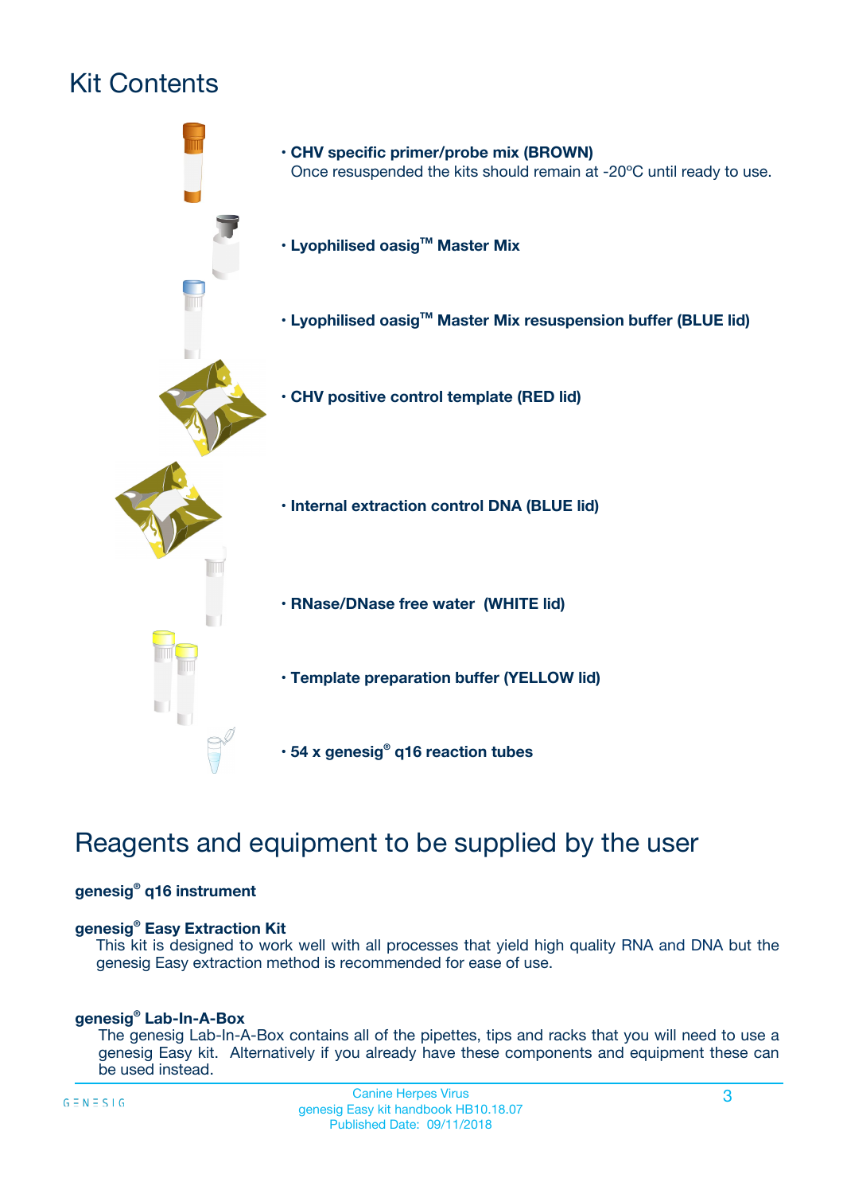# Kit Contents

- **CHV specific primer/probe mix (BROWN)**
  Once resuspended the kits should remain at -20ºC until ready to use.
- **Lyophilised oasig™ Master Mix**
- **Lyophilised oasig™ Master Mix resuspension buffer (BLUE lid)**
- **CHV positive control template (RED lid)**
- **Internal extraction control DNA (BLUE lid)**
- **RNase/DNase free water (WHITE lid)**
- **Template preparation buffer (YELLOW lid)**
- **54 x genesig® q16 reaction tubes**

# Reagents and equipment to be supplied by the user

**genesig® q16 instrument**

**genesig® Easy Extraction Kit**
This kit is designed to work well with all processes that yield high quality RNA and DNA but the genesig Easy extraction method is recommended for ease of use.

**genesig® Lab-In-A-Box**
The genesig Lab-In-A-Box contains all of the pipettes, tips and racks that you will need to use a genesig Easy kit. Alternatively if you already have these components and equipment these can be used instead.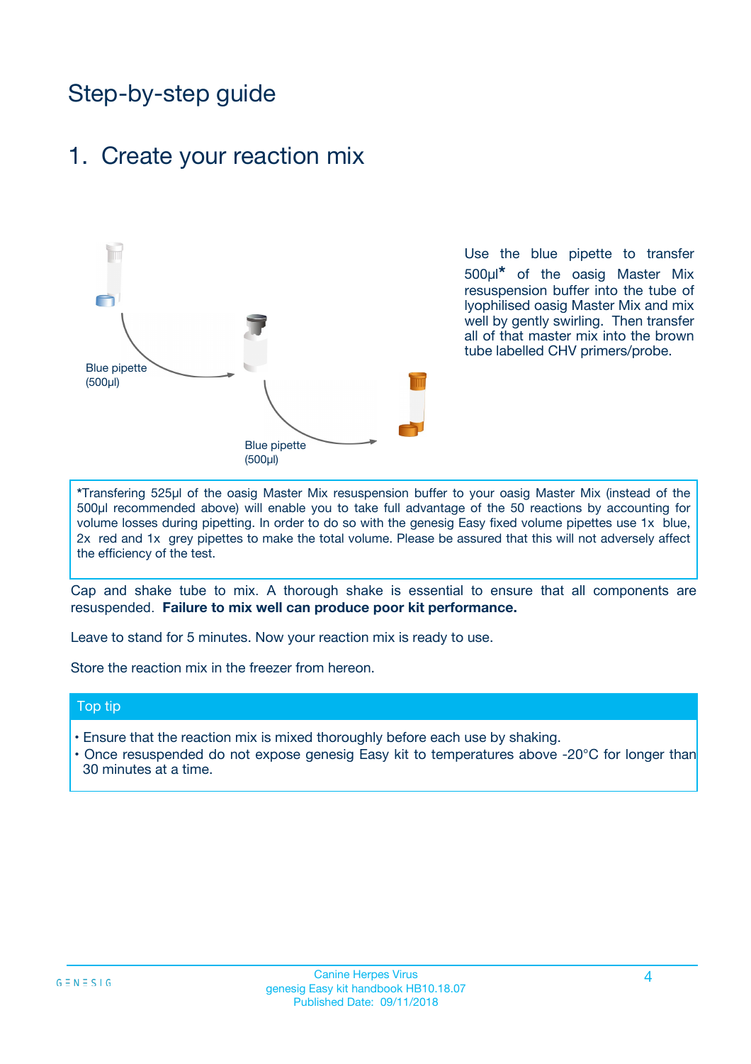# Step-by-step guide

## 1. Create your reaction mix

Blue pipette (500µl)

Blue pipette (500µl)

Use the blue pipette to transfer 500µl* of the oasig Master Mix resuspension buffer into the tube of lyophilised oasig Master Mix and mix well by gently swirling. Then transfer all of that master mix into the brown tube labelled CHV primers/probe.

*Transfering 525µl of the oasig Master Mix resuspension buffer to your oasig Master Mix (instead of the 500µl recommended above) will enable you to take full advantage of the 50 reactions by accounting for volume losses during pipetting. In order to do so with the genesig Easy fixed volume pipettes use 1x blue, 2x red and 1x grey pipettes to make the total volume. Please be assured that this will not adversely affect the efficiency of the test.

Cap and shake tube to mix. A thorough shake is essential to ensure that all components are resuspended. **Failure to mix well can produce poor kit performance.**

Leave to stand for 5 minutes. Now your reaction mix is ready to use.

Store the reaction mix in the freezer from hereon.

### Top tip

- Ensure that the reaction mix is mixed thoroughly before each use by shaking.
- Once resuspended do not expose genesig Easy kit to temperatures above -20°C for longer than 30 minutes at a time.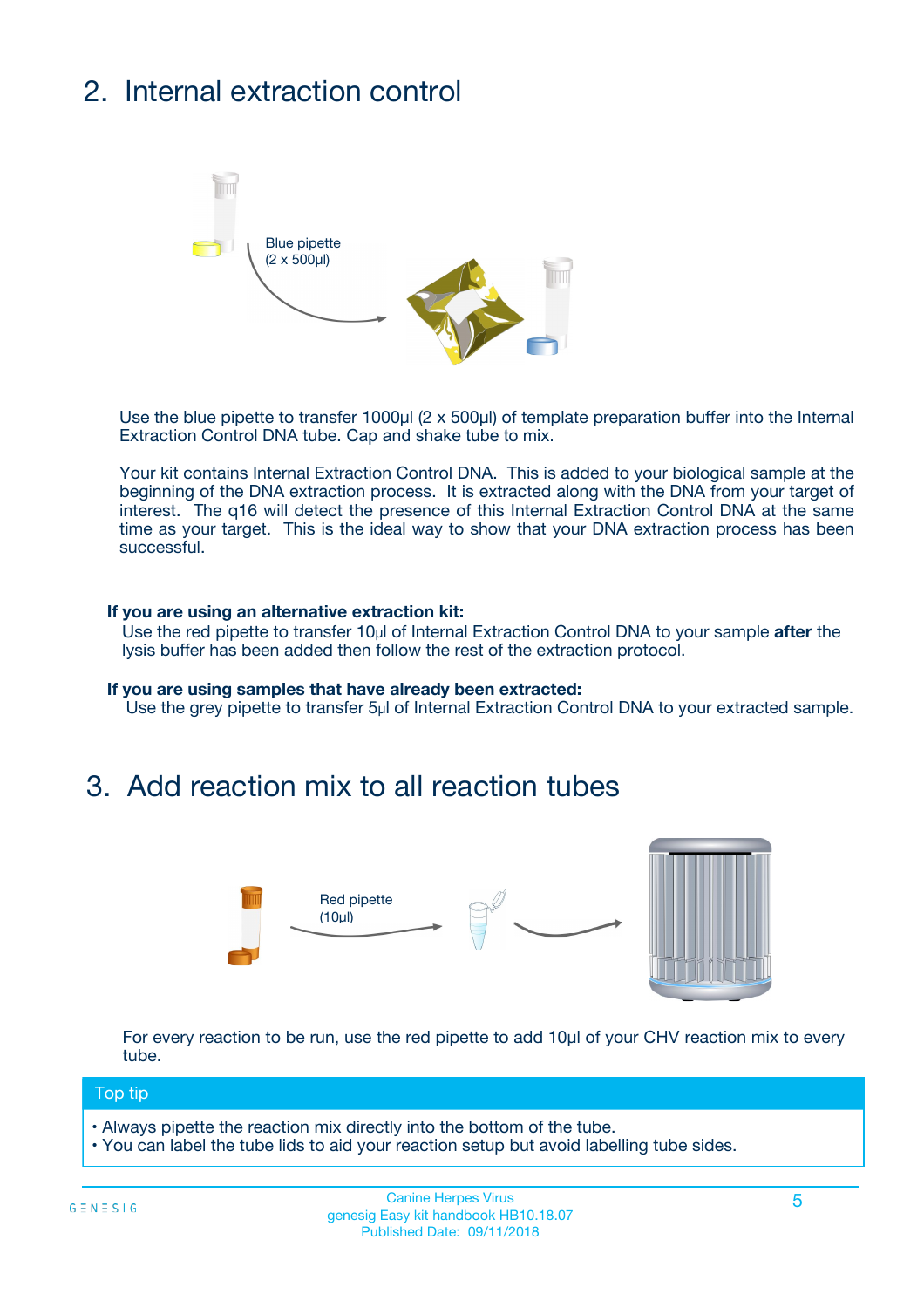## 2. Internal extraction control

Blue pipette
(2 x 500µl)

Use the blue pipette to transfer 1000µl (2 x 500µl) of template preparation buffer into the Internal Extraction Control DNA tube. Cap and shake tube to mix.

Your kit contains Internal Extraction Control DNA. This is added to your biological sample at the beginning of the DNA extraction process. It is extracted along with the DNA from your target of interest. The q16 will detect the presence of this Internal Extraction Control DNA at the same time as your target. This is the ideal way to show that your DNA extraction process has been successful.

**If you are using an alternative extraction kit:**
Use the red pipette to transfer 10µl of Internal Extraction Control DNA to your sample **after** the lysis buffer has been added then follow the rest of the extraction protocol.

**If you are using samples that have already been extracted:**
Use the grey pipette to transfer 5µl of Internal Extraction Control DNA to your extracted sample.

## 3. Add reaction mix to all reaction tubes

Red pipette
(10µl)

For every reaction to be run, use the red pipette to add 10µl of your CHV reaction mix to every tube.

**Top tip**

- Always pipette the reaction mix directly into the bottom of the tube.
- You can label the tube lids to aid your reaction setup but avoid labelling tube sides.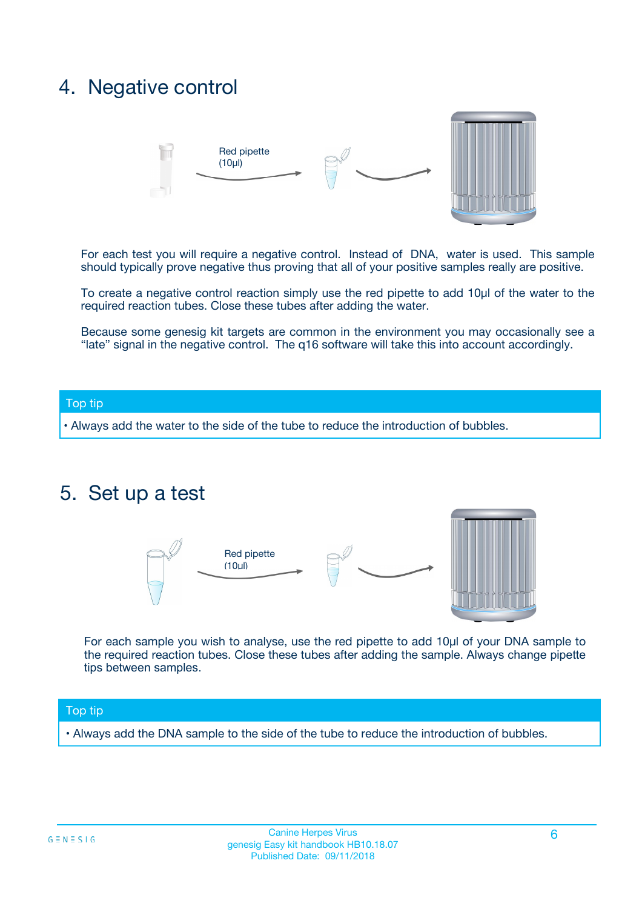## 4. Negative control

Red pipette (10µl)

For each test you will require a negative control. Instead of DNA, water is used. This sample should typically prove negative thus proving that all of your positive samples really are positive.

To create a negative control reaction simply use the red pipette to add 10µl of the water to the required reaction tubes. Close these tubes after adding the water.

Because some genesig kit targets are common in the environment you may occasionally see a "late" signal in the negative control. The q16 software will take this into account accordingly.

**Top tip**

- Always add the water to the side of the tube to reduce the introduction of bubbles.

## 5. Set up a test

Red pipette (10µl)

For each sample you wish to analyse, use the red pipette to add 10µl of your DNA sample to the required reaction tubes. Close these tubes after adding the sample. Always change pipette tips between samples.

**Top tip**

- Always add the DNA sample to the side of the tube to reduce the introduction of bubbles.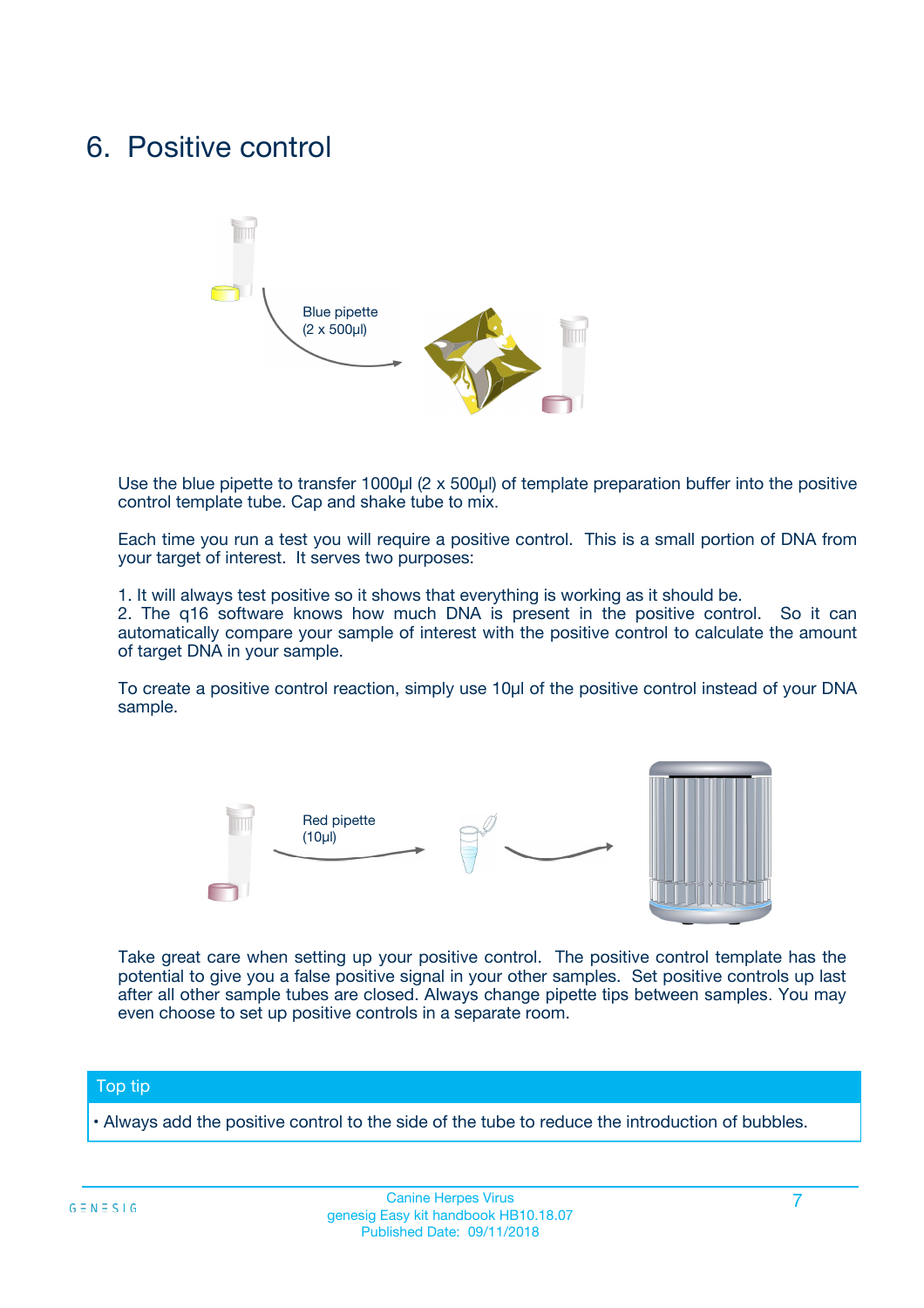# 6. Positive control

Blue pipette
(2 x 500µl)

Use the blue pipette to transfer 1000µl (2 x 500µl) of template preparation buffer into the positive control template tube. Cap and shake tube to mix.

Each time you run a test you will require a positive control. This is a small portion of DNA from your target of interest. It serves two purposes:

1. It will always test positive so it shows that everything is working as it should be.
2. The q16 software knows how much DNA is present in the positive control. So it can automatically compare your sample of interest with the positive control to calculate the amount of target DNA in your sample.

To create a positive control reaction, simply use 10µl of the positive control instead of your DNA sample.

Red pipette
(10µl)

Take great care when setting up your positive control. The positive control template has the potential to give you a false positive signal in your other samples. Set positive controls up last after all other sample tubes are closed. Always change pipette tips between samples. You may even choose to set up positive controls in a separate room.

**Top tip**

- Always add the positive control to the side of the tube to reduce the introduction of bubbles.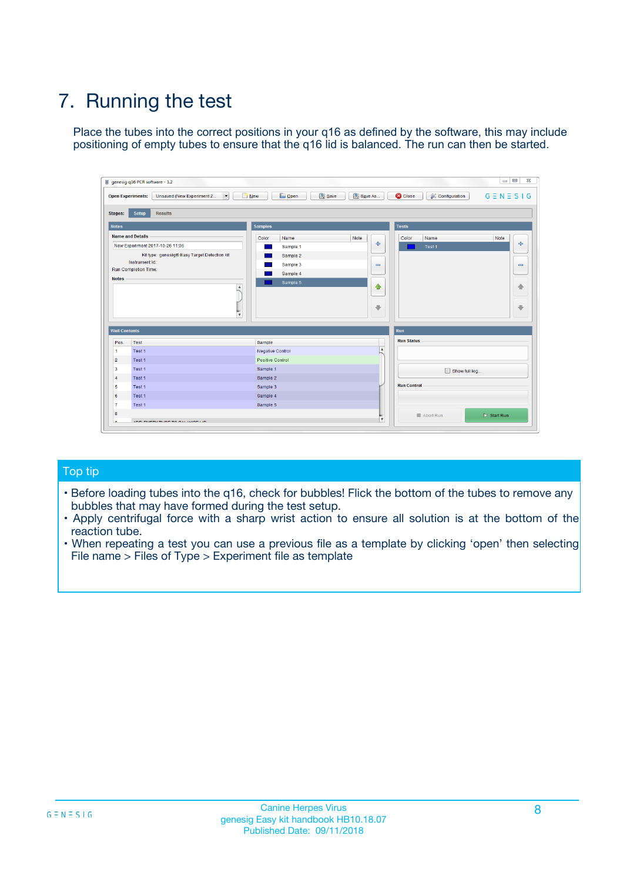# 7. Running the test

Place the tubes into the correct positions in your q16 as defined by the software, this may include positioning of empty tubes to ensure that the q16 lid is balanced. The run can then be started.

## Top tip

- Before loading tubes into the q16, check for bubbles! Flick the bottom of the tubes to remove any bubbles that may have formed during the test setup.
- Apply centrifugal force with a sharp wrist action to ensure all solution is at the bottom of the reaction tube.
- When repeating a test you can use a previous file as a template by clicking 'open' then selecting File name > Files of Type > Experiment file as template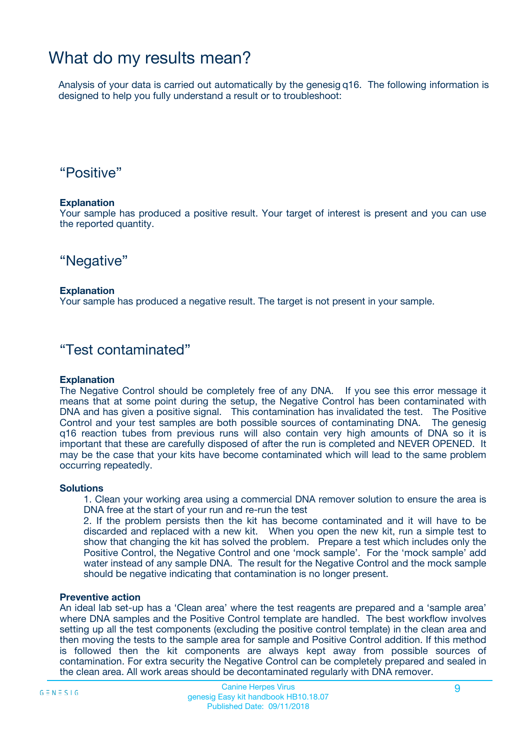# What do my results mean?

Analysis of your data is carried out automatically by the genesig q16. The following information is designed to help you fully understand a result or to troubleshoot:

## “Positive”

**Explanation**
Your sample has produced a positive result. Your target of interest is present and you can use the reported quantity.

## “Negative”

**Explanation**
Your sample has produced a negative result. The target is not present in your sample.

## “Test contaminated”

**Explanation**
The Negative Control should be completely free of any DNA. If you see this error message it means that at some point during the setup, the Negative Control has been contaminated with DNA and has given a positive signal. This contamination has invalidated the test. The Positive Control and your test samples are both possible sources of contaminating DNA. The genesig q16 reaction tubes from previous runs will also contain very high amounts of DNA so it is important that these are carefully disposed of after the run is completed and NEVER OPENED. It may be the case that your kits have become contaminated which will lead to the same problem occurring repeatedly.

**Solutions**

1. Clean your working area using a commercial DNA remover solution to ensure the area is DNA free at the start of your run and re-run the test
2. If the problem persists then the kit has become contaminated and it will have to be discarded and replaced with a new kit. When you open the new kit, run a simple test to show that changing the kit has solved the problem. Prepare a test which includes only the Positive Control, the Negative Control and one ‘mock sample’. For the ‘mock sample’ add water instead of any sample DNA. The result for the Negative Control and the mock sample should be negative indicating that contamination is no longer present.

**Preventive action**
An ideal lab set-up has a ‘Clean area’ where the test reagents are prepared and a ‘sample area’ where DNA samples and the Positive Control template are handled. The best workflow involves setting up all the test components (excluding the positive control template) in the clean area and then moving the tests to the sample area for sample and Positive Control addition. If this method is followed then the kit components are always kept away from possible sources of contamination. For extra security the Negative Control can be completely prepared and sealed in the clean area. All work areas should be decontaminated regularly with DNA remover.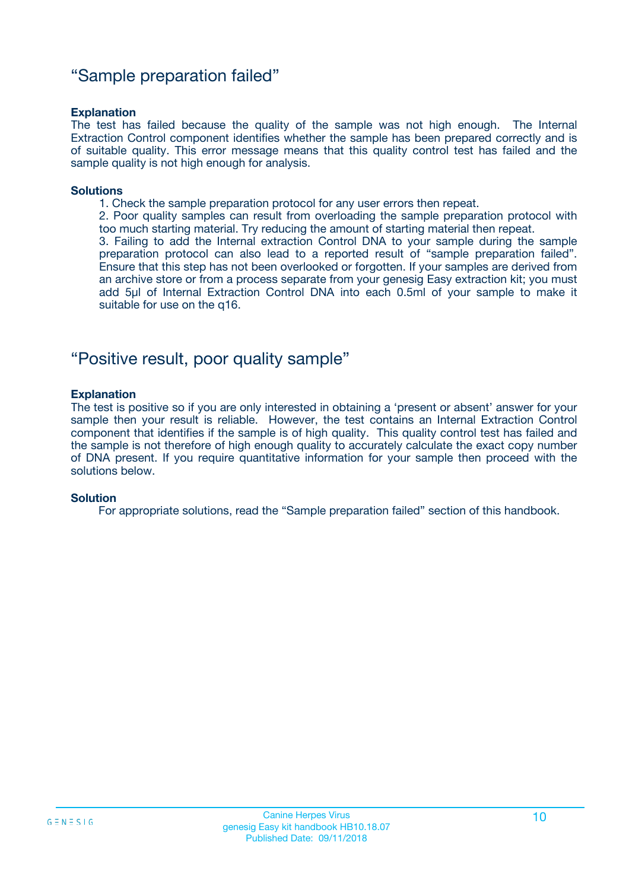## “Sample preparation failed”

#### Explanation

The test has failed because the quality of the sample was not high enough. The Internal Extraction Control component identifies whether the sample has been prepared correctly and is of suitable quality. This error message means that this quality control test has failed and the sample quality is not high enough for analysis.

#### Solutions

1. Check the sample preparation protocol for any user errors then repeat.
2. Poor quality samples can result from overloading the sample preparation protocol with too much starting material. Try reducing the amount of starting material then repeat.
3. Failing to add the Internal extraction Control DNA to your sample during the sample preparation protocol can also lead to a reported result of “sample preparation failed”. Ensure that this step has not been overlooked or forgotten. If your samples are derived from an archive store or from a process separate from your genesig Easy extraction kit; you must add 5µl of Internal Extraction Control DNA into each 0.5ml of your sample to make it suitable for use on the q16.

## “Positive result, poor quality sample”

#### Explanation

The test is positive so if you are only interested in obtaining a ‘present or absent’ answer for your sample then your result is reliable. However, the test contains an Internal Extraction Control component that identifies if the sample is of high quality. This quality control test has failed and the sample is not therefore of high enough quality to accurately calculate the exact copy number of DNA present. If you require quantitative information for your sample then proceed with the solutions below.

#### Solution

For appropriate solutions, read the “Sample preparation failed” section of this handbook.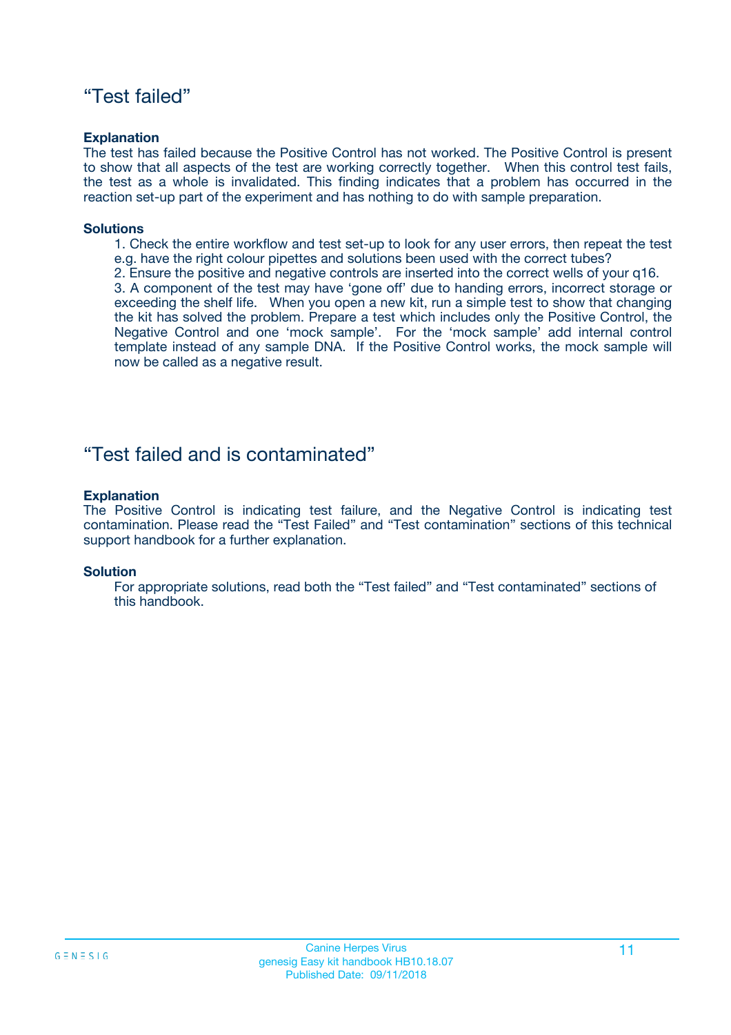## “Test failed”

**Explanation**

The test has failed because the Positive Control has not worked. The Positive Control is present to show that all aspects of the test are working correctly together. When this control test fails, the test as a whole is invalidated. This finding indicates that a problem has occurred in the reaction set-up part of the experiment and has nothing to do with sample preparation.

**Solutions**

1. Check the entire workflow and test set-up to look for any user errors, then repeat the test e.g. have the right colour pipettes and solutions been used with the correct tubes?
2. Ensure the positive and negative controls are inserted into the correct wells of your q16.
3. A component of the test may have ‘gone off’ due to handing errors, incorrect storage or exceeding the shelf life. When you open a new kit, run a simple test to show that changing the kit has solved the problem. Prepare a test which includes only the Positive Control, the Negative Control and one ‘mock sample’. For the ‘mock sample’ add internal control template instead of any sample DNA. If the Positive Control works, the mock sample will now be called as a negative result.

## “Test failed and is contaminated”

**Explanation**

The Positive Control is indicating test failure, and the Negative Control is indicating test contamination. Please read the “Test Failed” and “Test contamination” sections of this technical support handbook for a further explanation.

**Solution**

For appropriate solutions, read both the “Test failed” and “Test contaminated” sections of this handbook.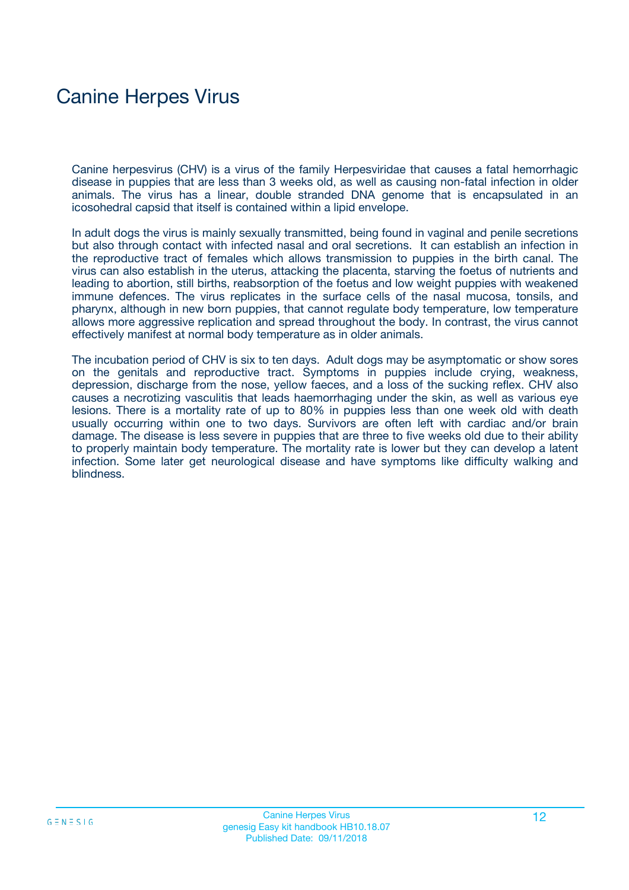# Canine Herpes Virus

Canine herpesvirus (CHV) is a virus of the family Herpesviridae that causes a fatal hemorrhagic disease in puppies that are less than 3 weeks old, as well as causing non-fatal infection in older animals. The virus has a linear, double stranded DNA genome that is encapsulated in an icosohedral capsid that itself is contained within a lipid envelope.

In adult dogs the virus is mainly sexually transmitted, being found in vaginal and penile secretions but also through contact with infected nasal and oral secretions. It can establish an infection in the reproductive tract of females which allows transmission to puppies in the birth canal. The virus can also establish in the uterus, attacking the placenta, starving the foetus of nutrients and leading to abortion, still births, reabsorption of the foetus and low weight puppies with weakened immune defences. The virus replicates in the surface cells of the nasal mucosa, tonsils, and pharynx, although in new born puppies, that cannot regulate body temperature, low temperature allows more aggressive replication and spread throughout the body. In contrast, the virus cannot effectively manifest at normal body temperature as in older animals.

The incubation period of CHV is six to ten days. Adult dogs may be asymptomatic or show sores on the genitals and reproductive tract. Symptoms in puppies include crying, weakness, depression, discharge from the nose, yellow faeces, and a loss of the sucking reflex. CHV also causes a necrotizing vasculitis that leads haemorrhaging under the skin, as well as various eye lesions. There is a mortality rate of up to 80% in puppies less than one week old with death usually occurring within one to two days. Survivors are often left with cardiac and/or brain damage. The disease is less severe in puppies that are three to five weeks old due to their ability to properly maintain body temperature. The mortality rate is lower but they can develop a latent infection. Some later get neurological disease and have symptoms like difficulty walking and blindness.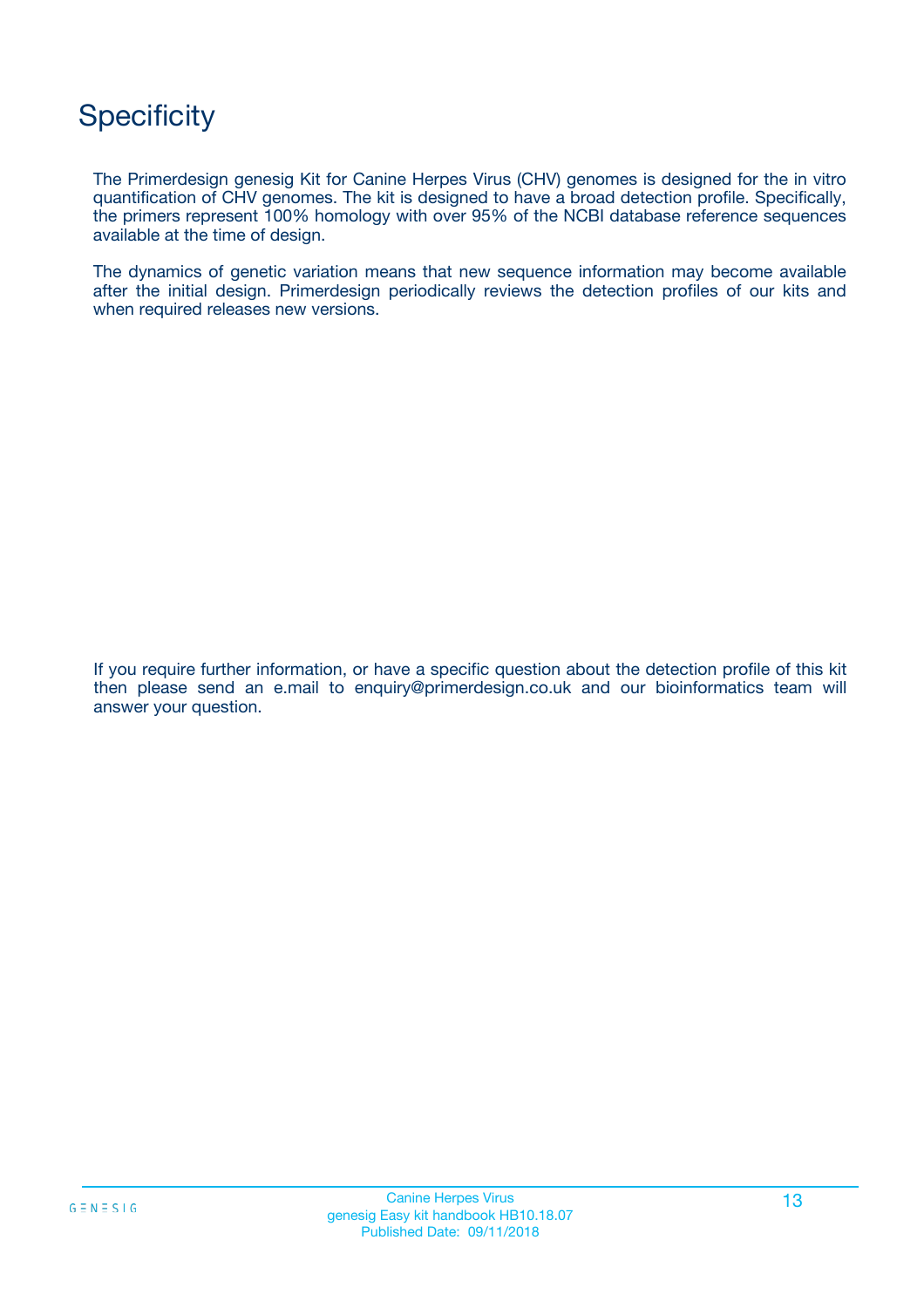# Specificity

The Primerdesign genesig Kit for Canine Herpes Virus (CHV) genomes is designed for the in vitro quantification of CHV genomes. The kit is designed to have a broad detection profile. Specifically, the primers represent 100% homology with over 95% of the NCBI database reference sequences available at the time of design.

The dynamics of genetic variation means that new sequence information may become available after the initial design. Primerdesign periodically reviews the detection profiles of our kits and when required releases new versions.

If you require further information, or have a specific question about the detection profile of this kit then please send an e.mail to enquiry@primerdesign.co.uk and our bioinformatics team will answer your question.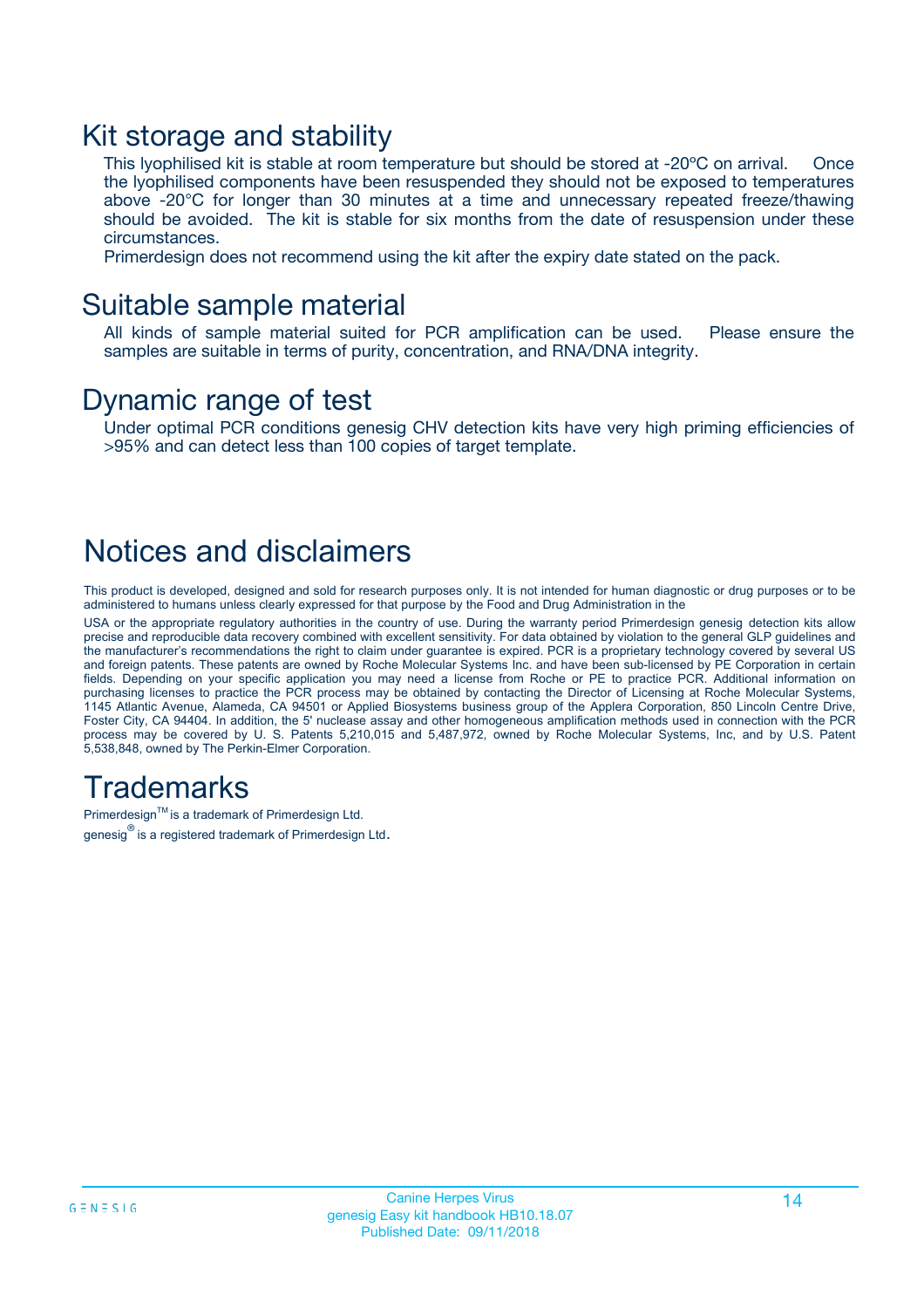## Kit storage and stability

This lyophilised kit is stable at room temperature but should be stored at -20ºC on arrival. Once the lyophilised components have been resuspended they should not be exposed to temperatures above -20°C for longer than 30 minutes at a time and unnecessary repeated freeze/thawing should be avoided. The kit is stable for six months from the date of resuspension under these circumstances.

Primerdesign does not recommend using the kit after the expiry date stated on the pack.

## Suitable sample material

All kinds of sample material suited for PCR amplification can be used. Please ensure the samples are suitable in terms of purity, concentration, and RNA/DNA integrity.

## Dynamic range of test

Under optimal PCR conditions genesig CHV detection kits have very high priming efficiencies of >95% and can detect less than 100 copies of target template.

# Notices and disclaimers

This product is developed, designed and sold for research purposes only. It is not intended for human diagnostic or drug purposes or to be administered to humans unless clearly expressed for that purpose by the Food and Drug Administration in the

USA or the appropriate regulatory authorities in the country of use. During the warranty period Primerdesign genesig detection kits allow precise and reproducible data recovery combined with excellent sensitivity. For data obtained by violation to the general GLP guidelines and the manufacturer's recommendations the right to claim under guarantee is expired. PCR is a proprietary technology covered by several US and foreign patents. These patents are owned by Roche Molecular Systems Inc. and have been sub-licensed by PE Corporation in certain fields. Depending on your specific application you may need a license from Roche or PE to practice PCR. Additional information on purchasing licenses to practice the PCR process may be obtained by contacting the Director of Licensing at Roche Molecular Systems, 1145 Atlantic Avenue, Alameda, CA 94501 or Applied Biosystems business group of the Applera Corporation, 850 Lincoln Centre Drive, Foster City, CA 94404. In addition, the 5' nuclease assay and other homogeneous amplification methods used in connection with the PCR process may be covered by U. S. Patents 5,210,015 and 5,487,972, owned by Roche Molecular Systems, Inc, and by U.S. Patent 5,538,848, owned by The Perkin-Elmer Corporation.

# Trademarks

Primerdesign™ is a trademark of Primerdesign Ltd.

genesig® is a registered trademark of Primerdesign Ltd.